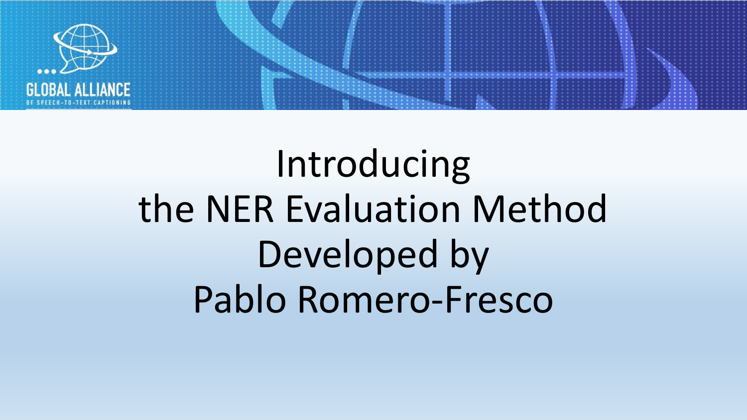GLOBAL ALLIANCE
OF SPEECH-TO-TEXT CAPTIONING

# Introducing the NER Evaluation Method Developed by Pablo Romero-Fresco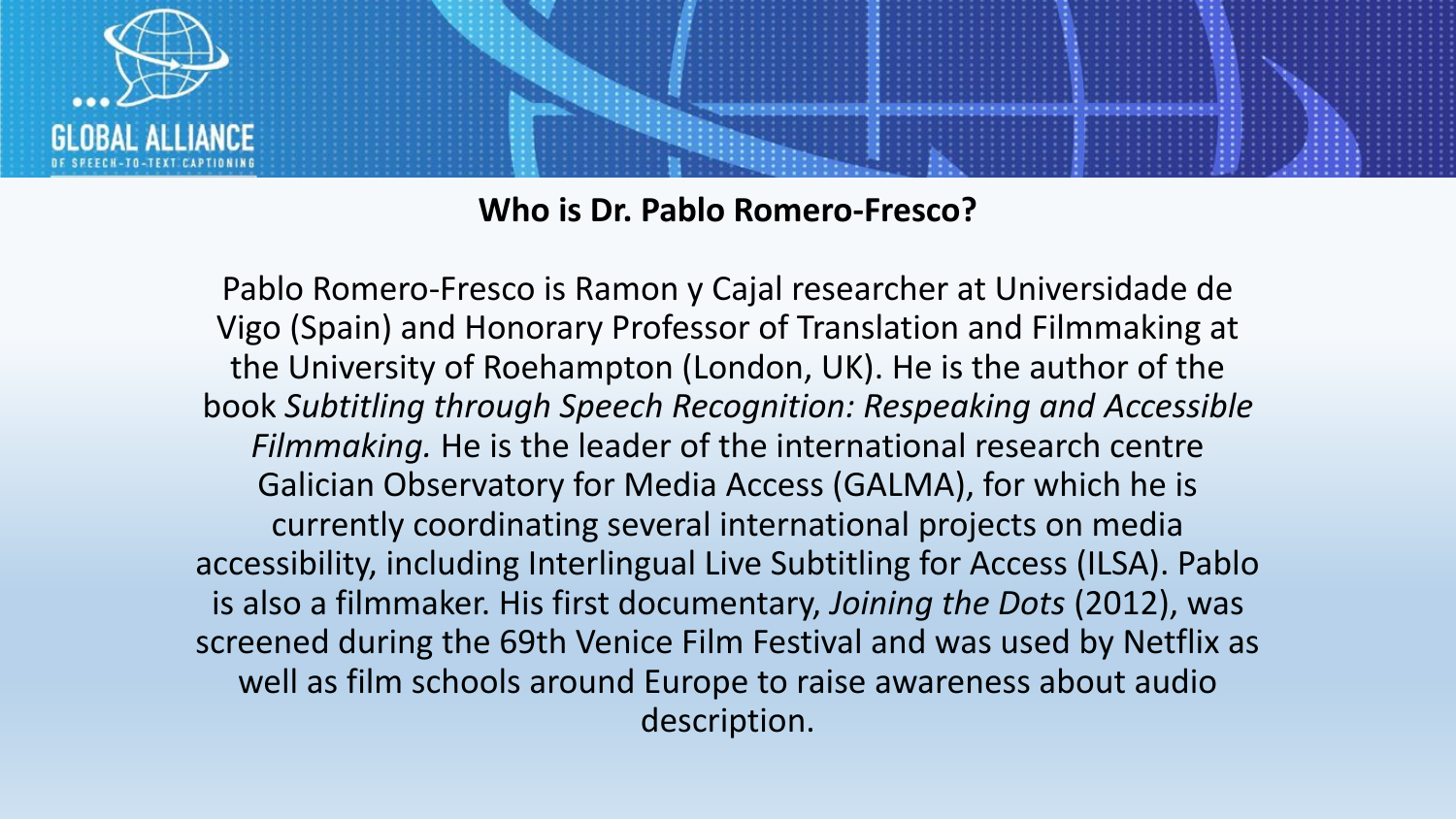## Who is Dr. Pablo Romero-Fresco?

Pablo Romero-Fresco is Ramon y Cajal researcher at Universidade de Vigo (Spain) and Honorary Professor of Translation and Filmmaking at the University of Roehampton (London, UK). He is the author of the book *Subtitling through Speech Recognition: Respeaking and Accessible Filmmaking.* He is the leader of the international research centre Galician Observatory for Media Access (GALMA), for which he is currently coordinating several international projects on media accessibility, including Interlingual Live Subtitling for Access (ILSA). Pablo is also a filmmaker. His first documentary, *Joining the Dots* (2012), was screened during the 69th Venice Film Festival and was used by Netflix as well as film schools around Europe to raise awareness about audio description.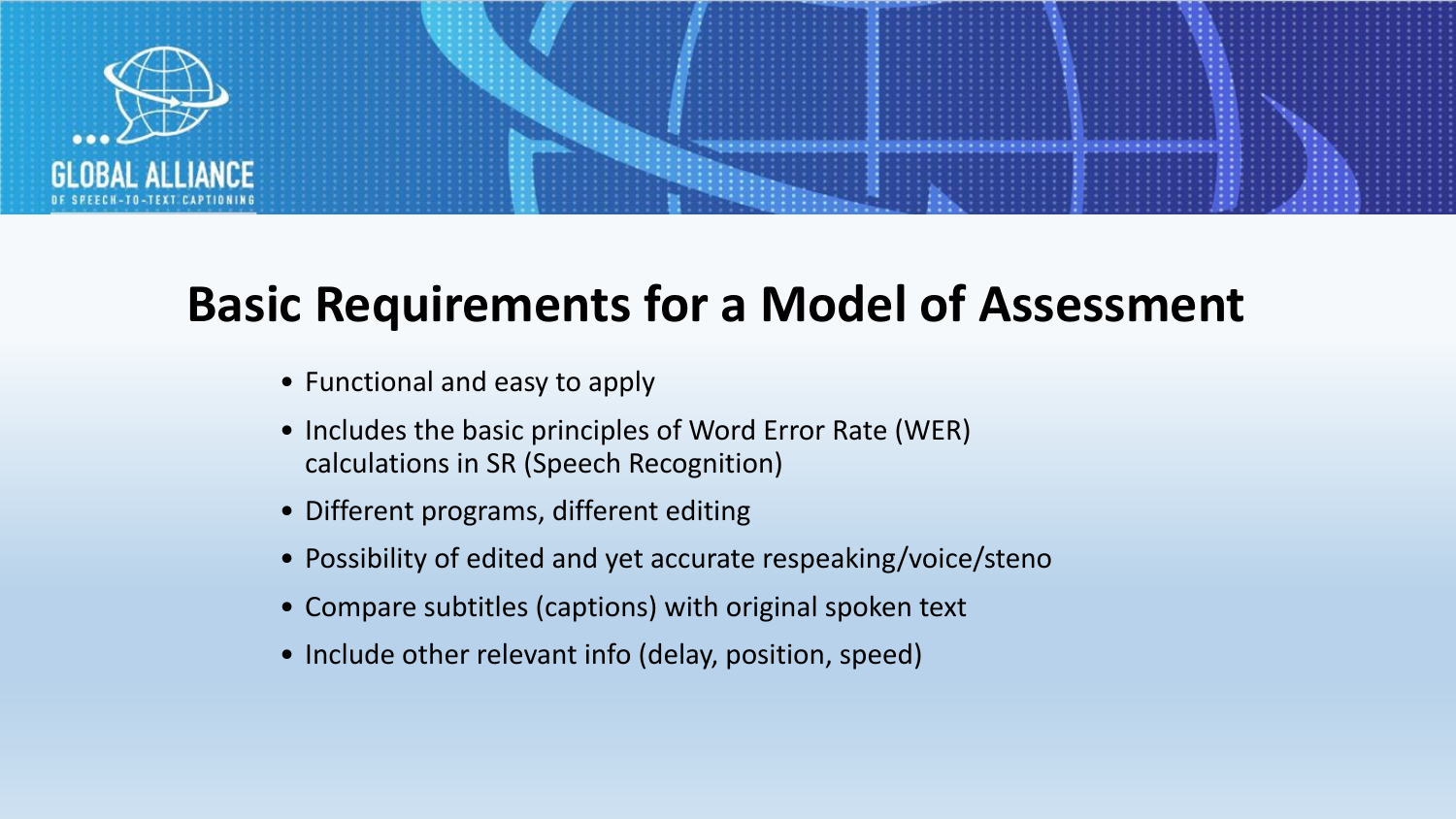# Basic Requirements for a Model of Assessment

- Functional and easy to apply
- Includes the basic principles of Word Error Rate (WER) calculations in SR (Speech Recognition)
- Different programs, different editing
- Possibility of edited and yet accurate respeaking/voice/steno
- Compare subtitles (captions) with original spoken text
- Include other relevant info (delay, position, speed)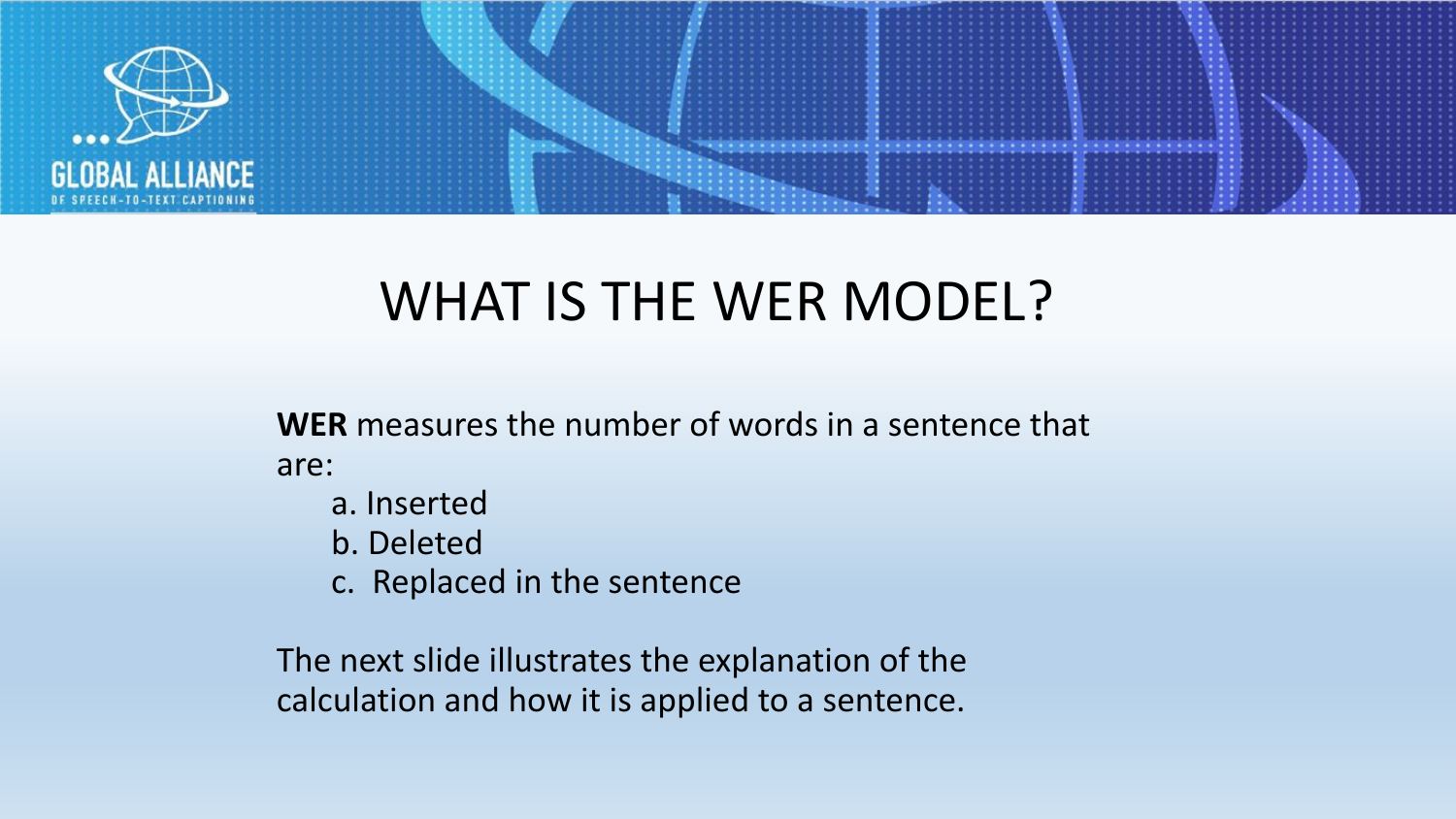# WHAT IS THE WER MODEL?

**WER** measures the number of words in a sentence that are:

a. Inserted
b. Deleted
c. Replaced in the sentence

The next slide illustrates the explanation of the calculation and how it is applied to a sentence.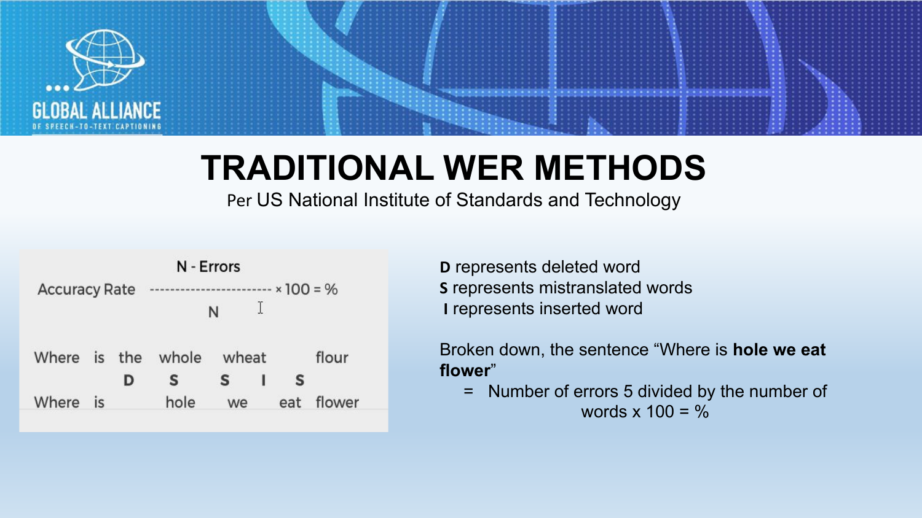# TRADITIONAL WER METHODS

Per US National Institute of Standards and Technology

$$\text{Accuracy Rate} = \frac{N - \text{Errors}}{N} \times 100 = \%$$

| Where | is | the | whole | wheat | | flour |
|---|---|---|---|---|---|---|
| | | D | S | S | I | S |
| Where | is | | hole | we | eat | flower |

**D** represents deleted word
**S** represents mistranslated words
**I** represents inserted word

Broken down, the sentence "Where is **hole we eat flower**"

= Number of errors 5 divided by the number of words x 100 = %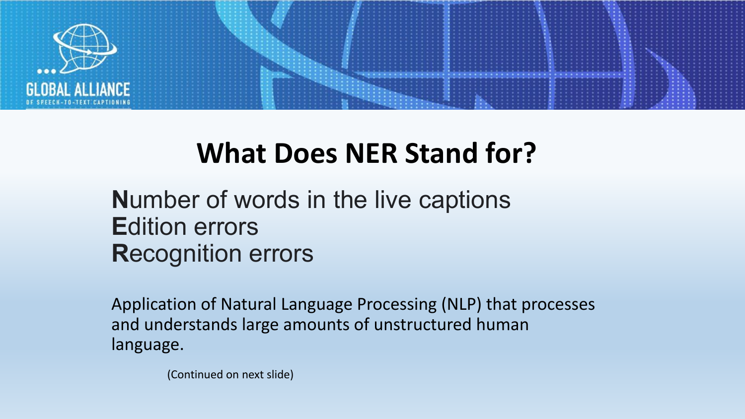# What Does NER Stand for?

**N**umber of words in the live captions
**E**dition errors
**R**ecognition errors

Application of Natural Language Processing (NLP) that processes and understands large amounts of unstructured human language.

(Continued on next slide)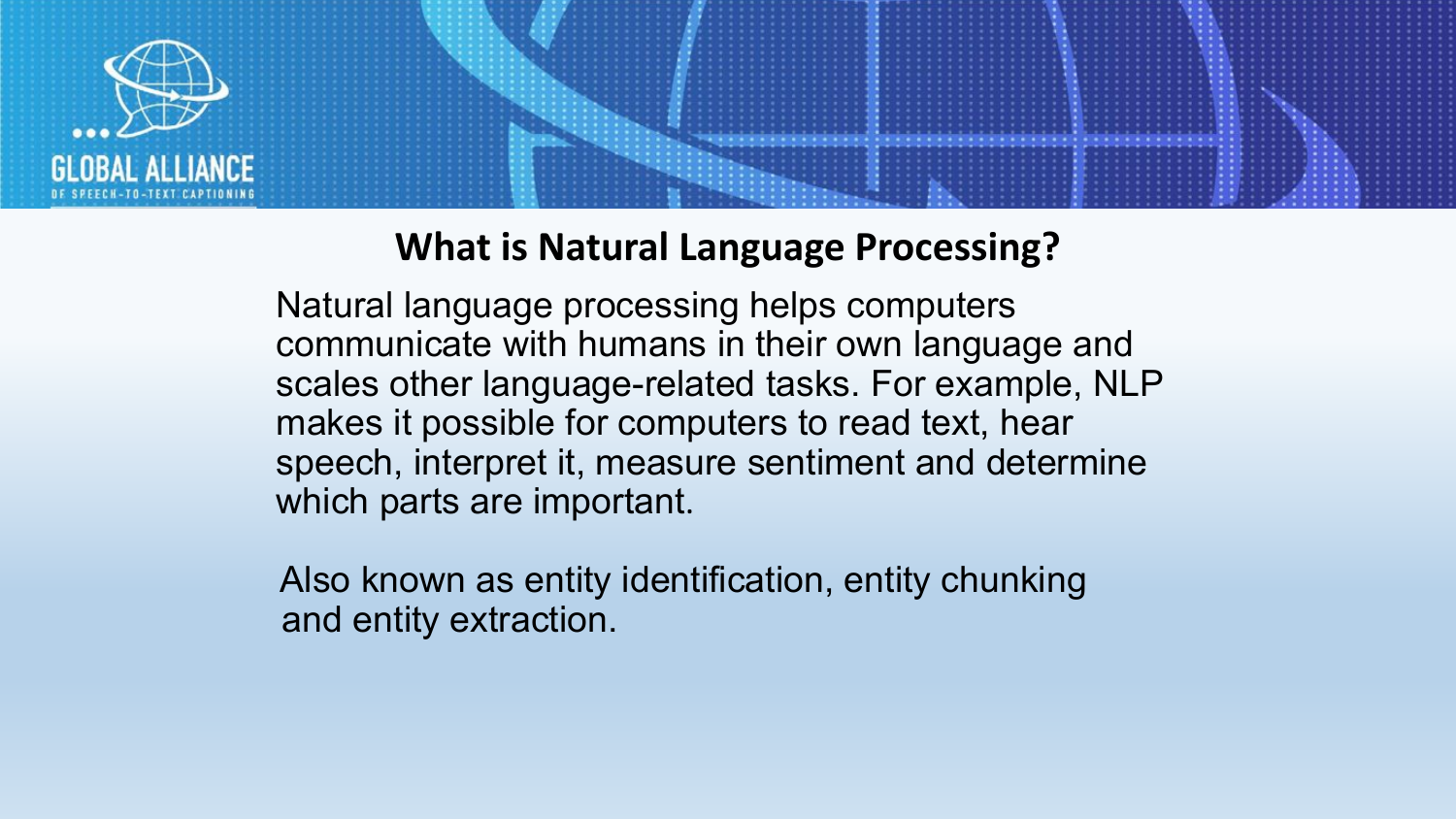## What is Natural Language Processing?

Natural language processing helps computers communicate with humans in their own language and scales other language-related tasks. For example, NLP makes it possible for computers to read text, hear speech, interpret it, measure sentiment and determine which parts are important.

Also known as entity identification, entity chunking and entity extraction.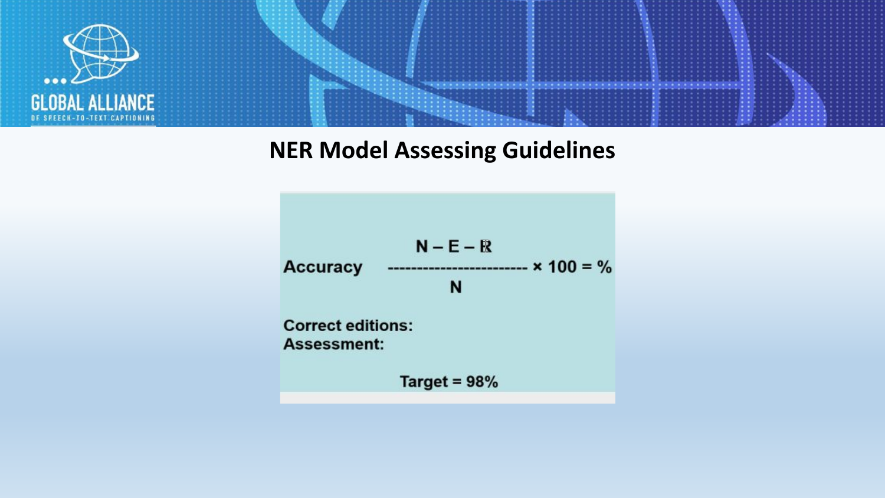## NER Model Assessing Guidelines

$$\text{Accuracy} \quad \frac{N - E - R}{N} \times 100 = \%$$

**Correct editions:**
**Assessment:**

**Target = 98%**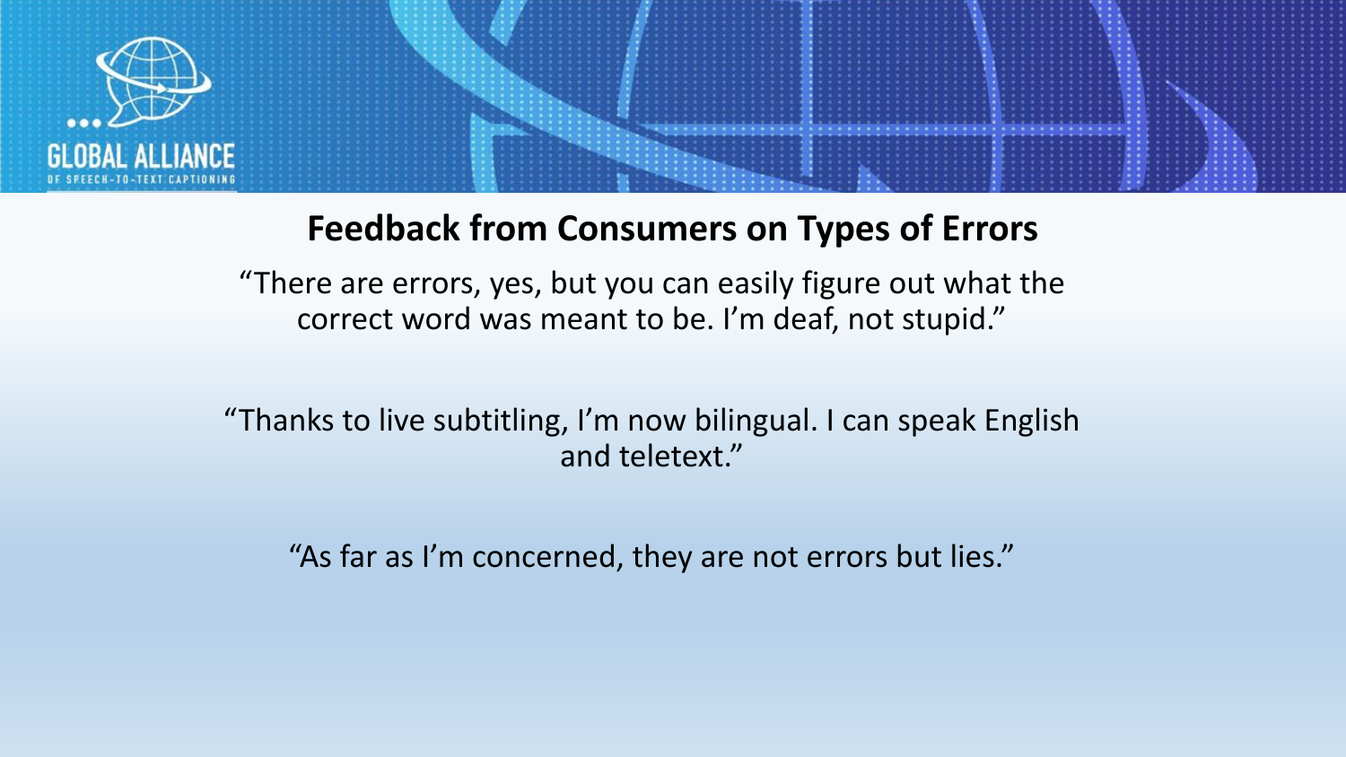## Feedback from Consumers on Types of Errors

"There are errors, yes, but you can easily figure out what the correct word was meant to be. I'm deaf, not stupid."

"Thanks to live subtitling, I'm now bilingual. I can speak English and teletext."

"As far as I'm concerned, they are not errors but lies."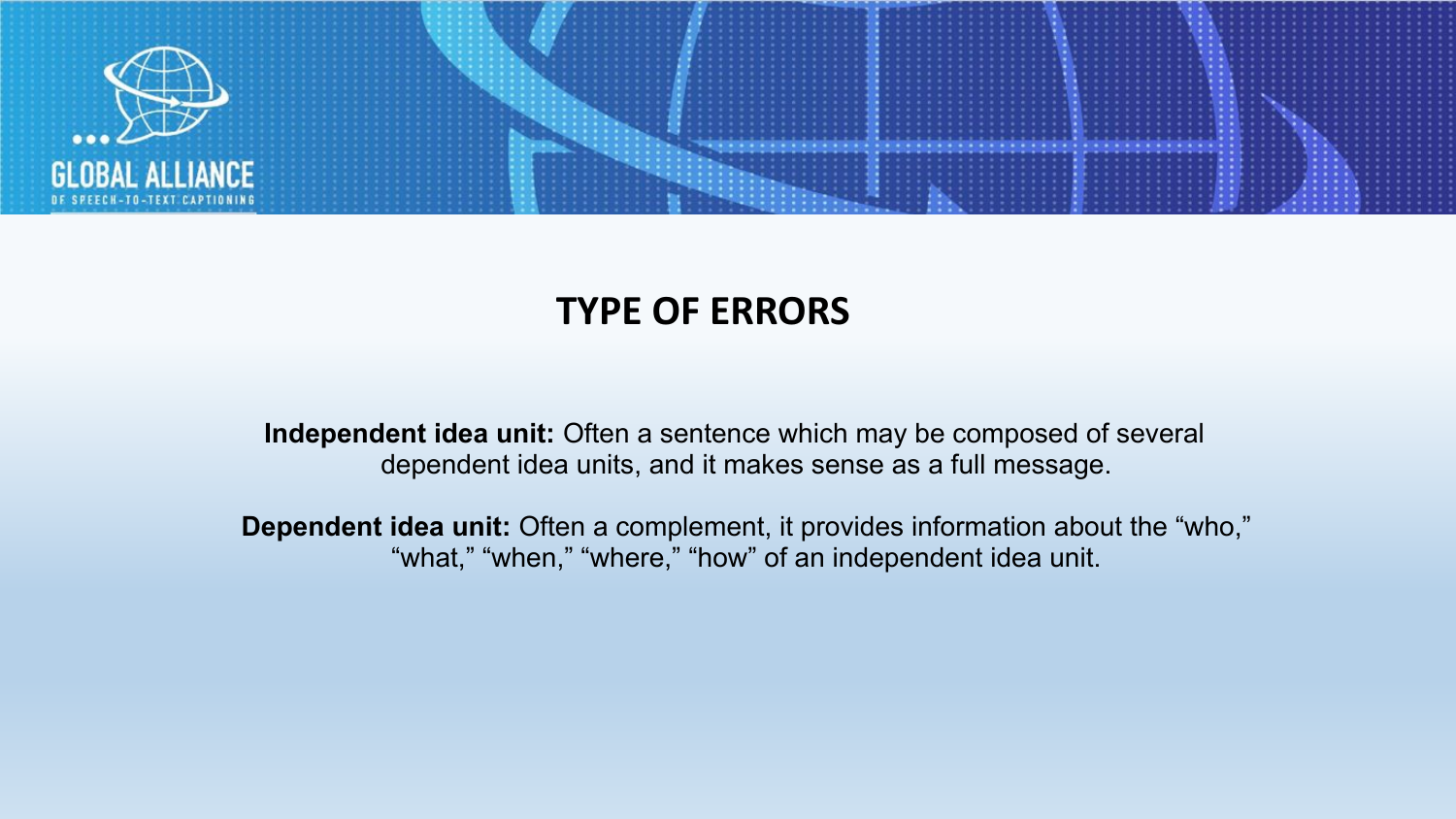## TYPE OF ERRORS

**Independent idea unit:** Often a sentence which may be composed of several dependent idea units, and it makes sense as a full message.

**Dependent idea unit:** Often a complement, it provides information about the "who," "what," "when," "where," "how" of an independent idea unit.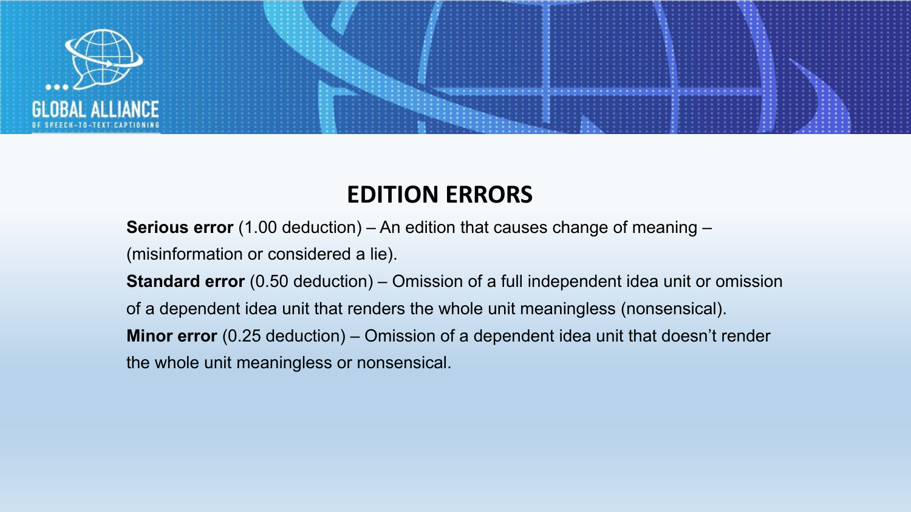## EDITION ERRORS

**Serious error** (1.00 deduction) – An edition that causes change of meaning – (misinformation or considered a lie).

**Standard error** (0.50 deduction) – Omission of a full independent idea unit or omission of a dependent idea unit that renders the whole unit meaningless (nonsensical).

**Minor error** (0.25 deduction) – Omission of a dependent idea unit that doesn't render the whole unit meaningless or nonsensical.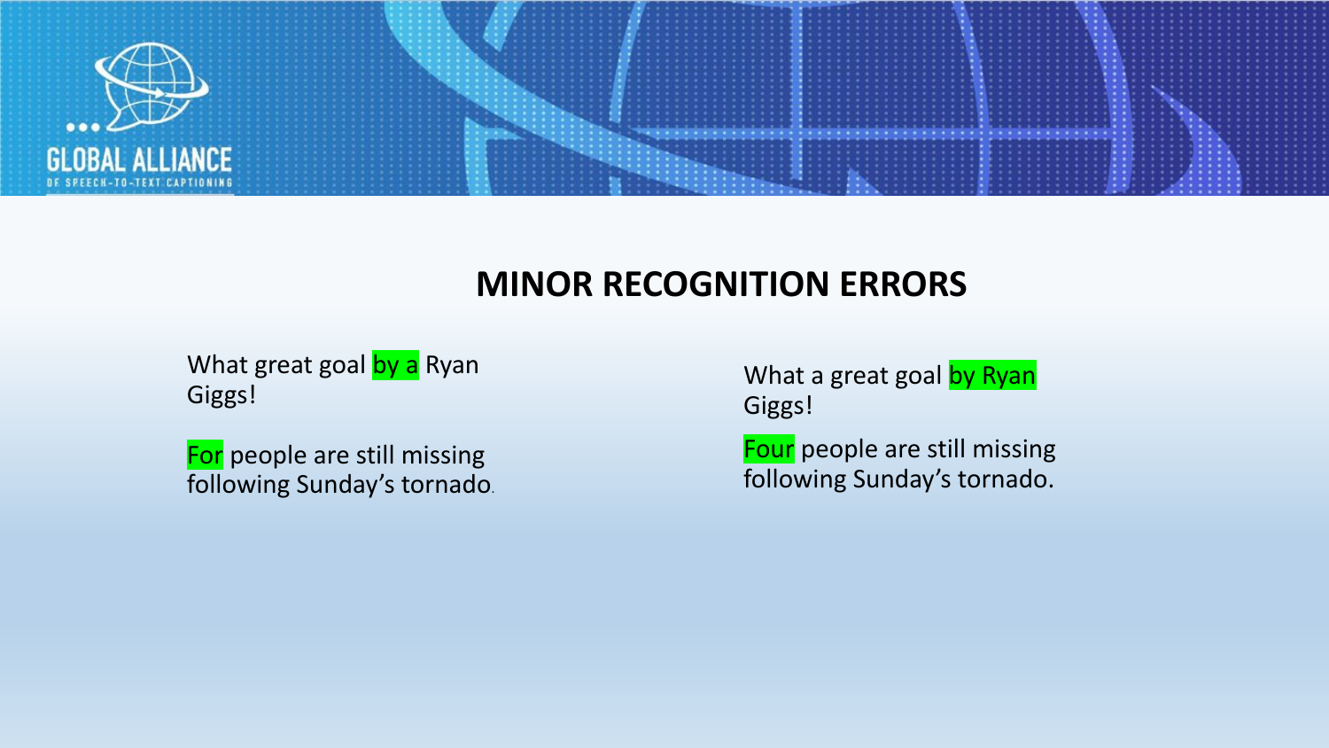## MINOR RECOGNITION ERRORS

What great goal by a Ryan Giggs!

For people are still missing following Sunday's tornado.

What a great goal by Ryan Giggs!

Four people are still missing following Sunday's tornado.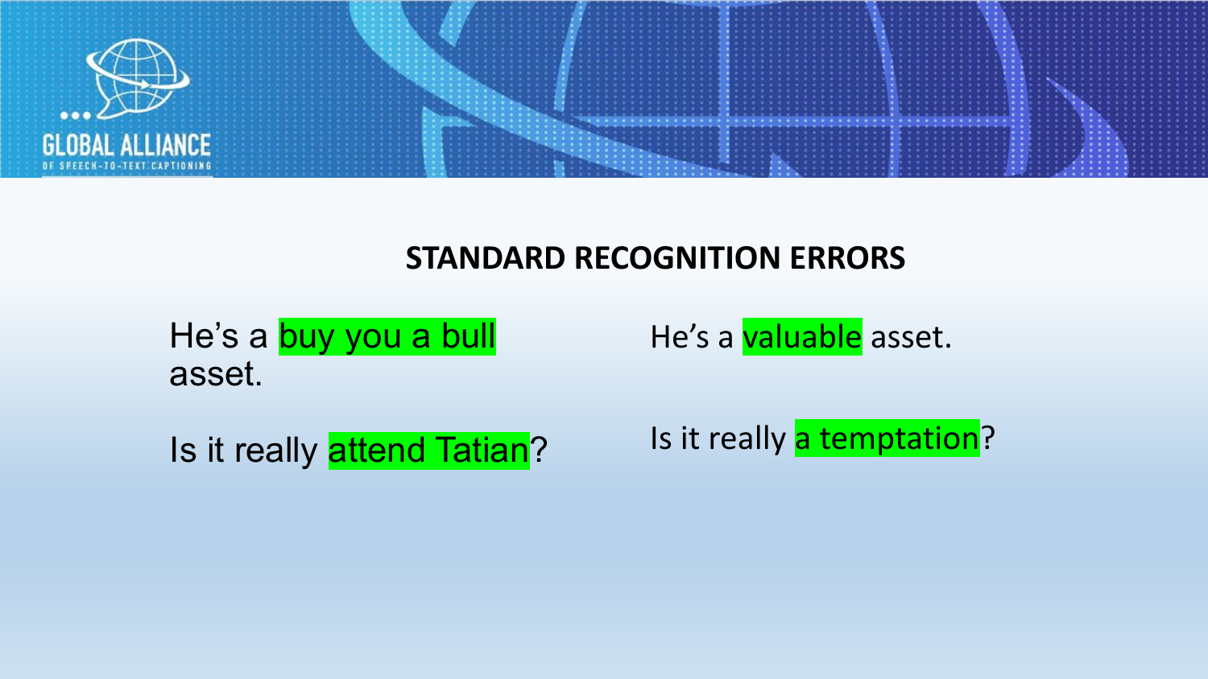## STANDARD RECOGNITION ERRORS

| | |
|---|---|
| He's a buy you a bull asset. | He's a valuable asset. |
| Is it really attend Tatian? | Is it really a temptation? |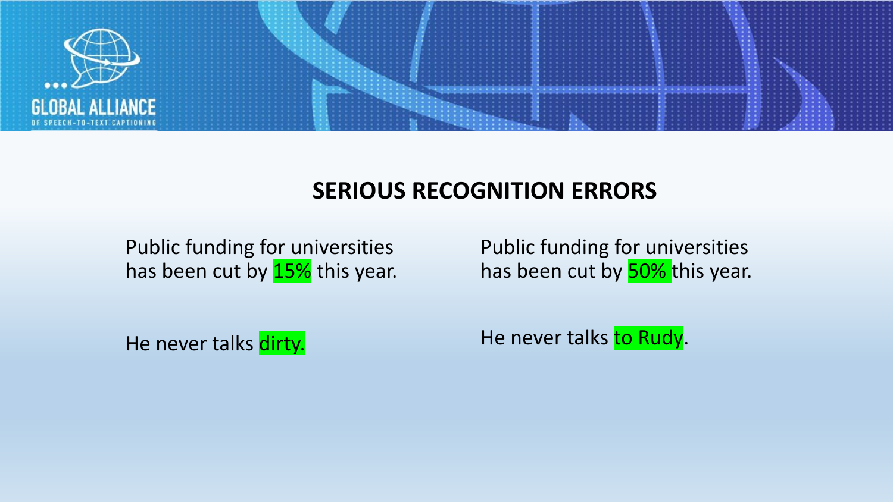## SERIOUS RECOGNITION ERRORS

| | |
|---|---|
| Public funding for universities has been cut by 15% this year. | Public funding for universities has been cut by 50% this year. |
| He never talks dirty. | He never talks to Rudy. |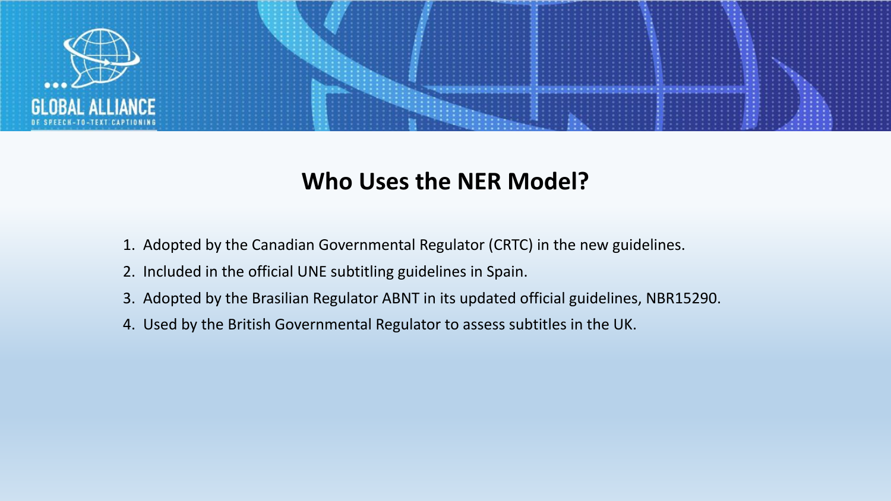## Who Uses the NER Model?

1. Adopted by the Canadian Governmental Regulator (CRTC) in the new guidelines.
2. Included in the official UNE subtitling guidelines in Spain.
3. Adopted by the Brasilian Regulator ABNT in its updated official guidelines, NBR15290.
4. Used by the British Governmental Regulator to assess subtitles in the UK.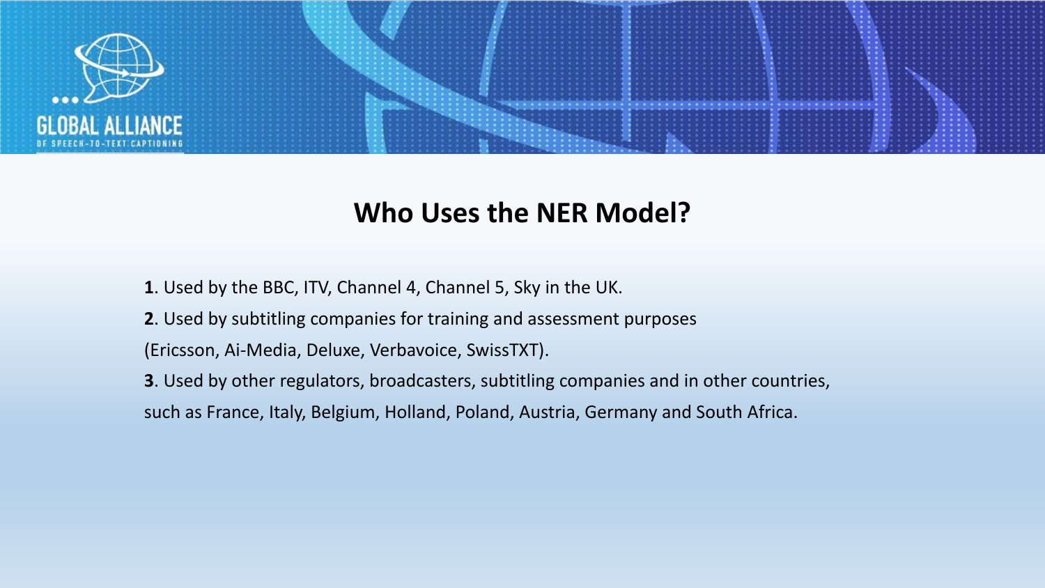## Who Uses the NER Model?

**1**. Used by the BBC, ITV, Channel 4, Channel 5, Sky in the UK.

**2**. Used by subtitling companies for training and assessment purposes (Ericsson, Ai-Media, Deluxe, Verbavoice, SwissTXT).

**3**. Used by other regulators, broadcasters, subtitling companies and in other countries, such as France, Italy, Belgium, Holland, Poland, Austria, Germany and South Africa.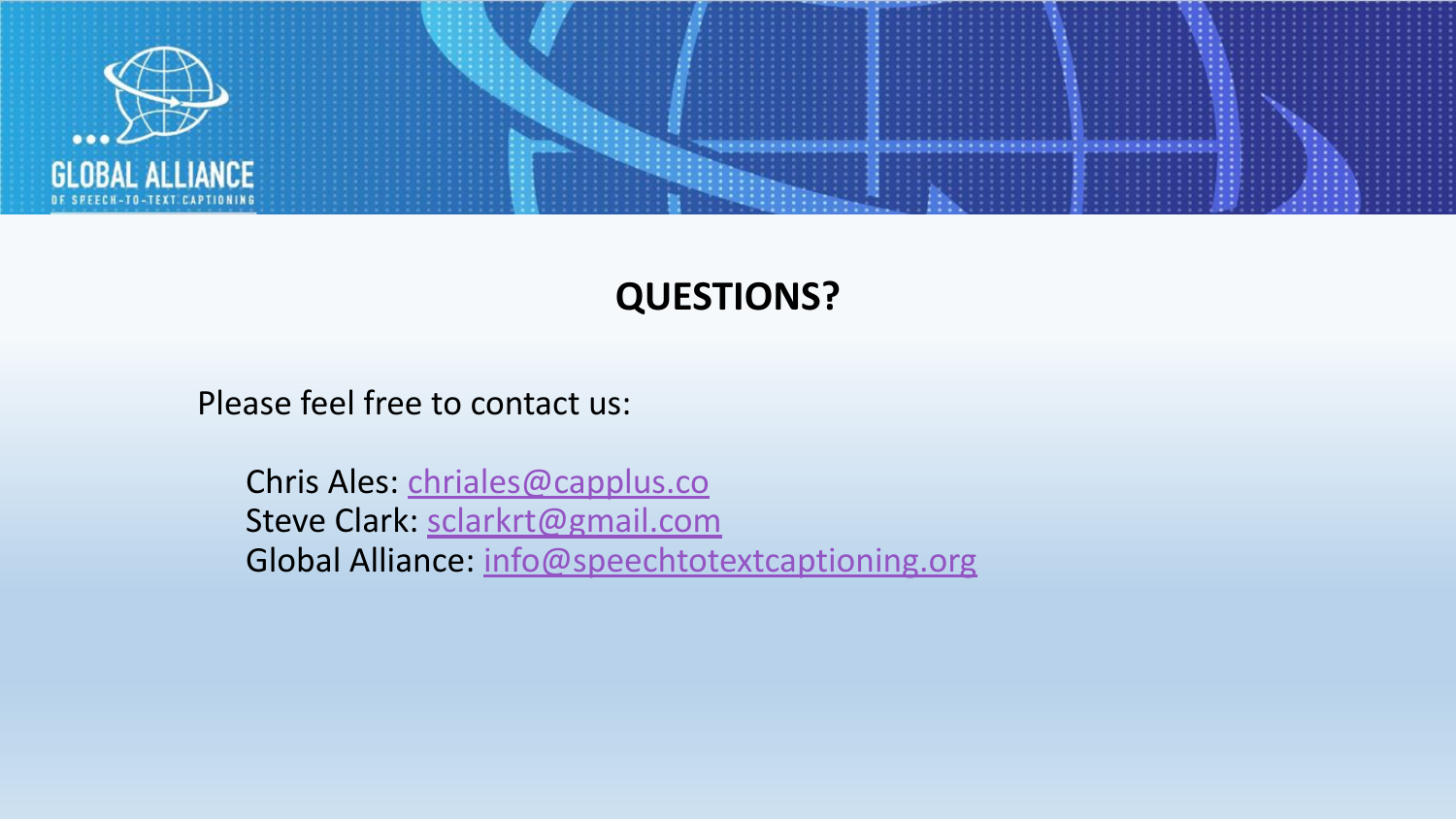# QUESTIONS?

Please feel free to contact us:

Chris Ales: chriales@capplus.co
Steve Clark: sclarkrt@gmail.com
Global Alliance: info@speechtotextcaptioning.org